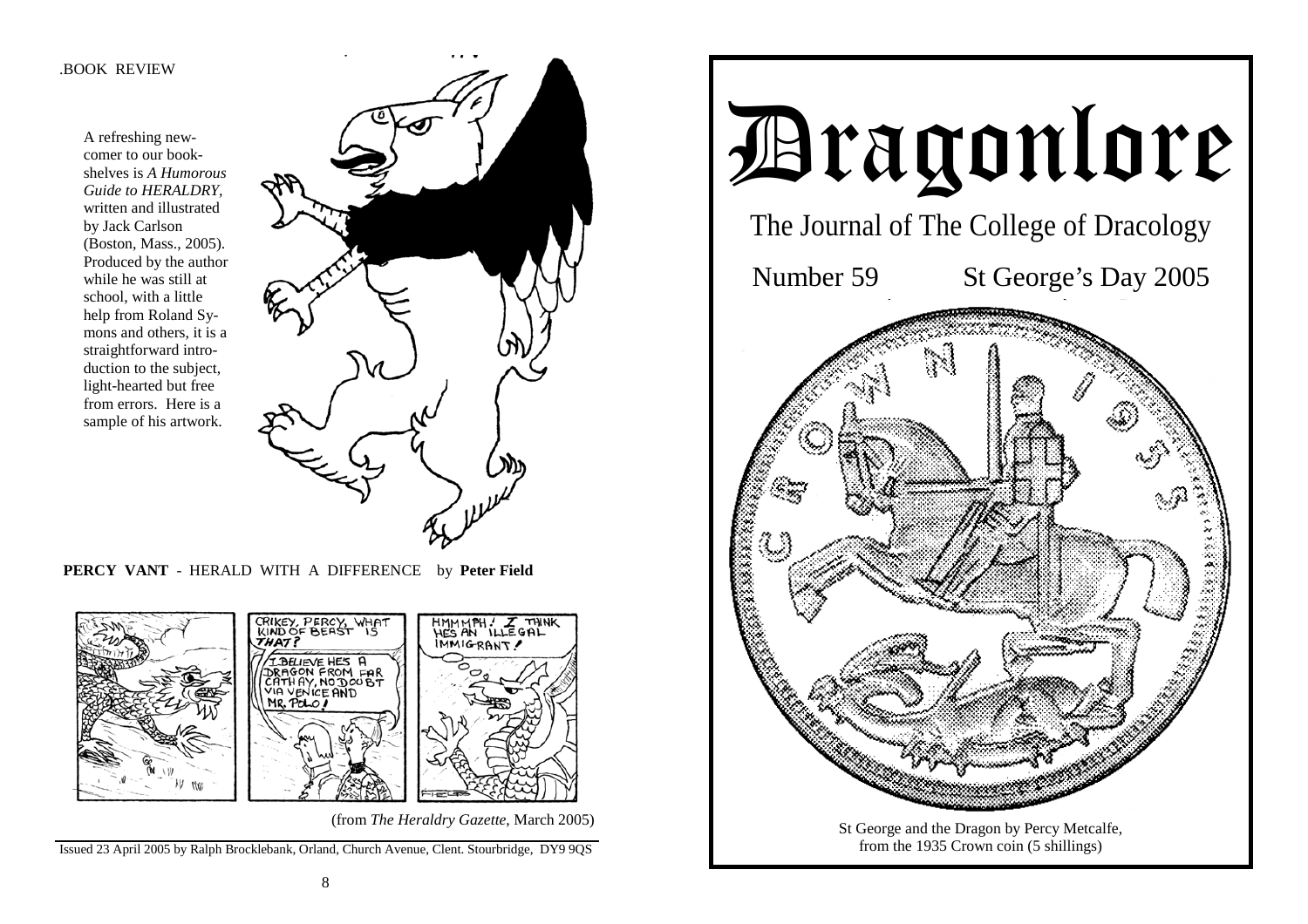.BOOK REVIEW

A refreshing newcomer to our bookshelves is *A Humorous Guide to HERALDRY*, written and illustrated by Jack Carlson (Boston, Mass., 2005). Produced by the author while he was still at school, with a little help from Roland Symons and others, it is a straightforward introduction to the subject, light-hearted but free from errors. Here is a sample of his artwork.

**PERCY VANT** - HERALD WITH A DIFFERENCE by **Peter Field**

(from *The Heraldry Gazette*, March 2005)

Issued 23 April 2005 by Ralph Brocklebank, Orland, Church Avenue, Clent. Stourbridge, DY9 9QS

# Dragonlore

## The Journal of The College of Dracology

Number 59 St George's Day 2005

St George and the Dragon by Percy Metcalfe, from the 1935 Crown coin (5 shillings)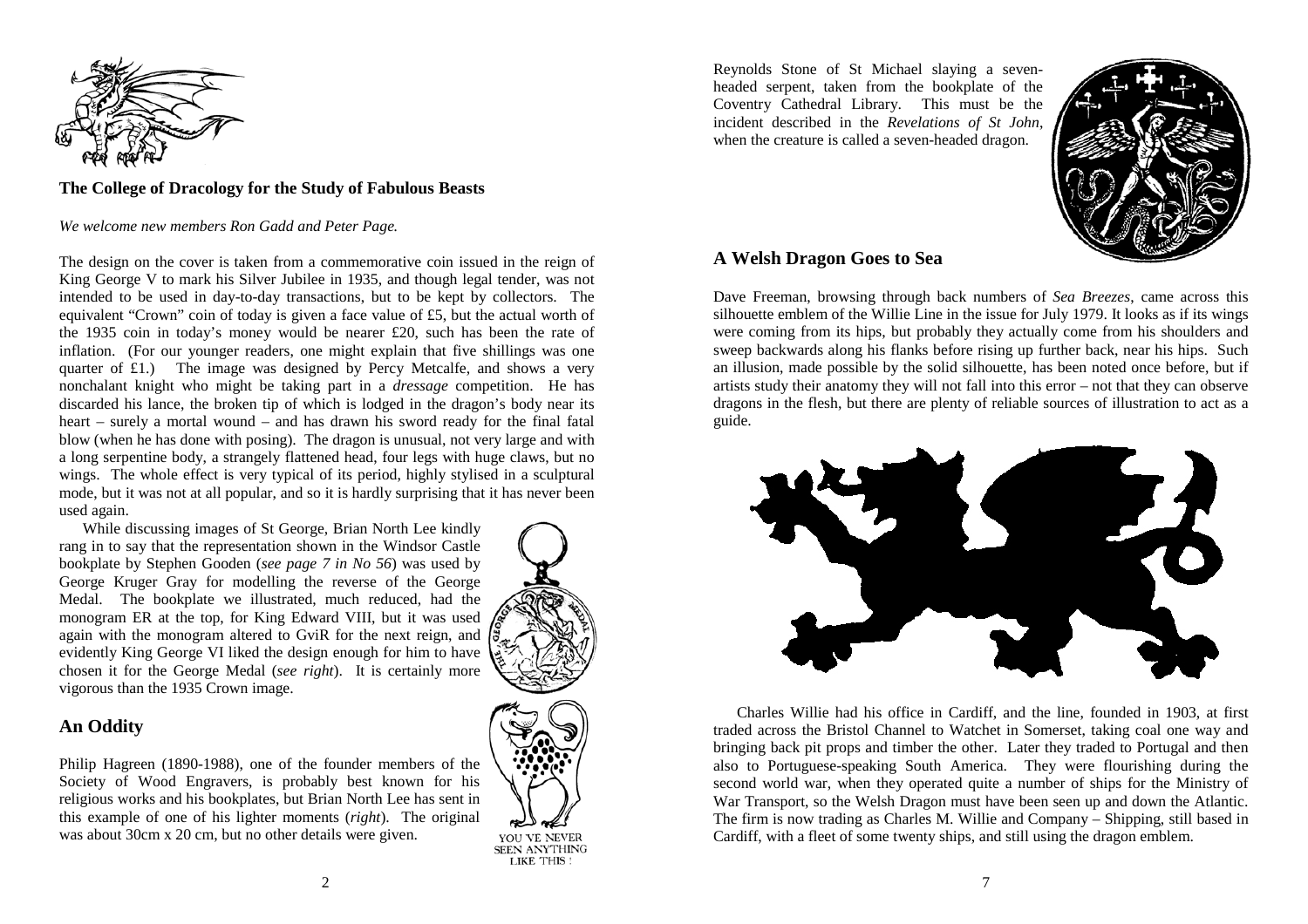## The College of Dracology for the Study of Fabulous Beasts

*We welcome new members Ron Gadd and Peter Page.*

The design on the cover is taken from a commemorative coin issued in the reign of King George V to mark his Silver Jubilee in 1935, and though legal tender, was not intended to be used in day-to-day transactions, but to be kept by collectors. The equivalent "Crown" coin of today is given a face value of £5, but the actual worth of the 1935 coin in today's money would be nearer £20, such has been the rate of inflation. (For our younger readers, one might explain that five shillings was one quarter of £1.) The image was designed by Percy Metcalfe, and shows a very nonchalant knight who might be taking part in a *dressage* competition. He has discarded his lance, the broken tip of which is lodged in the dragon's body near its heart – surely a mortal wound – and has drawn his sword ready for the final fatal blow (when he has done with posing). The dragon is unusual, not very large and with a long serpentine body, a strangely flattened head, four legs with huge claws, but no wings. The whole effect is very typical of its period, highly stylised in a sculptural mode, but it was not at all popular, and so it is hardly surprising that it has never been used again.

While discussing images of St George, Brian North Lee kindly rang in to say that the representation shown in the Windsor Castle bookplate by Stephen Gooden (*see page 7 in No 56*) was used by George Kruger Gray for modelling the reverse of the George Medal. The bookplate we illustrated, much reduced, had the monogram ER at the top, for King Edward VIII, but it was used again with the monogram altered to GviR for the next reign, and evidently King George VI liked the design enough for him to have chosen it for the George Medal (*see right*). It is certainly more vigorous than the 1935 Crown image.

## An Oddity

Philip Hagreen (1890-1988), one of the founder members of the Society of Wood Engravers, is probably best known for his religious works and his bookplates, but Brian North Lee has sent in this example of one of his lighter moments (*right*). The original was about 30cm x 20 cm, but no other details were given.

YOU'VE NEVER SEEN ANYTHING LIKE THIS !

Reynolds Stone of St Michael slaying a seven-headed serpent, taken from the bookplate of the Coventry Cathedral Library. This must be the incident described in the *Revelations of St John*, when the creature is called a seven-headed dragon.

## A Welsh Dragon Goes to Sea

Dave Freeman, browsing through back numbers of *Sea Breezes*, came across this silhouette emblem of the Willie Line in the issue for July 1979. It looks as if its wings were coming from its hips, but probably they actually come from his shoulders and sweep backwards along his flanks before rising up further back, near his hips. Such an illusion, made possible by the solid silhouette, has been noted once before, but if artists study their anatomy they will not fall into this error – not that they can observe dragons in the flesh, but there are plenty of reliable sources of illustration to act as a guide.

Charles Willie had his office in Cardiff, and the line, founded in 1903, at first traded across the Bristol Channel to Watchet in Somerset, taking coal one way and bringing back pit props and timber the other. Later they traded to Portugal and then also to Portuguese-speaking South America. They were flourishing during the second world war, when they operated quite a number of ships for the Ministry of War Transport, so the Welsh Dragon must have been seen up and down the Atlantic. The firm is now trading as Charles M. Willie and Company – Shipping, still based in Cardiff, with a fleet of some twenty ships, and still using the dragon emblem.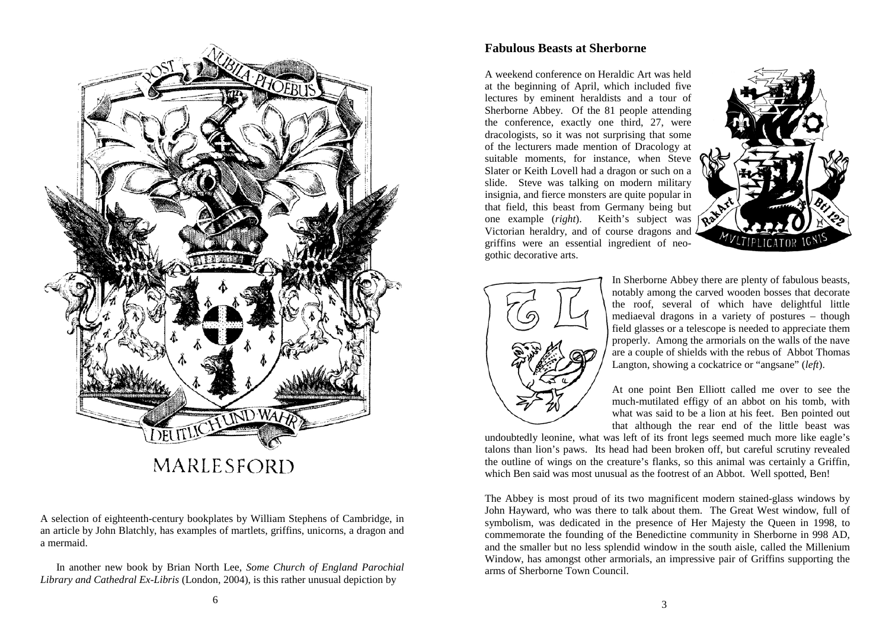A selection of eighteenth-century bookplates by William Stephens of Cambridge, in an article by John Blatchly, has examples of martlets, griffins, unicorns, a dragon and a mermaid.

In another new book by Brian North Lee, *Some Church of England Parochial Library and Cathedral Ex-Libris* (London, 2004), is this rather unusual depiction by

## Fabulous Beasts at Sherborne

A weekend conference on Heraldic Art was held at the beginning of April, which included five lectures by eminent heraldists and a tour of Sherborne Abbey. Of the 81 people attending the conference, exactly one third, 27, were dracologists, so it was not surprising that some of the lecturers made mention of Dracology at suitable moments, for instance, when Steve Slater or Keith Lovell had a dragon or such on a slide. Steve was talking on modern military insignia, and fierce monsters are quite popular in that field, this beast from Germany being but one example (*right*). Keith's subject was Victorian heraldry, and of course dragons and griffins were an essential ingredient of neo-gothic decorative arts.

In Sherborne Abbey there are plenty of fabulous beasts, notably among the carved wooden bosses that decorate the roof, several of which have delightful little mediaeval dragons in a variety of postures – though field glasses or a telescope is needed to appreciate them properly. Among the armorials on the walls of the nave are a couple of shields with the rebus of Abbot Thomas Langton, showing a cockatrice or "angsane" (*left*).

At one point Ben Elliott called me over to see the much-mutilated effigy of an abbot on his tomb, with what was said to be a lion at his feet. Ben pointed out that although the rear end of the little beast was undoubtedly leonine, what was left of its front legs seemed much more like eagle's talons than lion's paws. Its head had been broken off, but careful scrutiny revealed the outline of wings on the creature's flanks, so this animal was certainly a Griffin, which Ben said was most unusual as the footrest of an Abbot. Well spotted, Ben!

The Abbey is most proud of its two magnificent modern stained-glass windows by John Hayward, who was there to talk about them. The Great West window, full of symbolism, was dedicated in the presence of Her Majesty the Queen in 1998, to commemorate the founding of the Benedictine community in Sherborne in 998 AD, and the smaller but no less splendid window in the south aisle, called the Millenium Window, has amongst other armorials, an impressive pair of Griffins supporting the arms of Sherborne Town Council.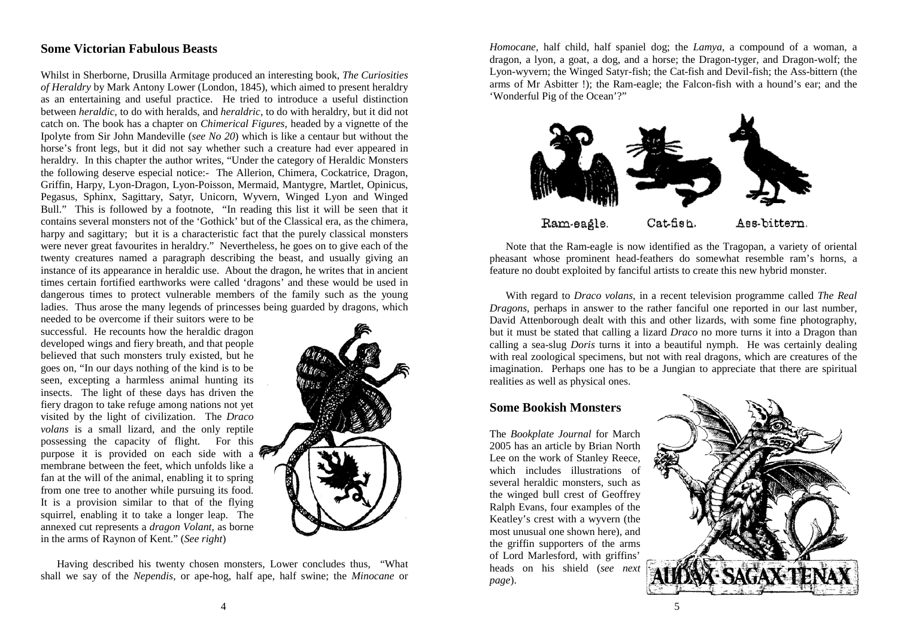## Some Victorian Fabulous Beasts

Whilst in Sherborne, Drusilla Armitage produced an interesting book, *The Curiosities of Heraldry* by Mark Antony Lower (London, 1845), which aimed to present heraldry as an entertaining and useful practice. He tried to introduce a useful distinction between *heraldic*, to do with heralds, and *heraldric*, to do with heraldry, but it did not catch on. The book has a chapter on *Chimerical Figures*, headed by a vignette of the Ipolyte from Sir John Mandeville (*see No 20*) which is like a centaur but without the horse's front legs, but it did not say whether such a creature had ever appeared in heraldry. In this chapter the author writes, "Under the category of Heraldic Monsters the following deserve especial notice:- The Allerion, Chimera, Cockatrice, Dragon, Griffin, Harpy, Lyon-Dragon, Lyon-Poisson, Mermaid, Mantygre, Martlet, Opinicus, Pegasus, Sphinx, Sagittary, Satyr, Unicorn, Wyvern, Winged Lyon and Winged Bull." This is followed by a footnote, "In reading this list it will be seen that it contains several monsters not of the 'Gothick' but of the Classical era, as the chimera, harpy and sagittary; but it is a characteristic fact that the purely classical monsters were never great favourites in heraldry." Nevertheless, he goes on to give each of the twenty creatures named a paragraph describing the beast, and usually giving an instance of its appearance in heraldic use. About the dragon, he writes that in ancient times certain fortified earthworks were called 'dragons' and these would be used in dangerous times to protect vulnerable members of the family such as the young ladies. Thus arose the many legends of princesses being guarded by dragons, which needed to be overcome if their suitors were to be successful. He recounts how the heraldic dragon developed wings and fiery breath, and that people believed that such monsters truly existed, but he goes on, "In our days nothing of the kind is to be seen, excepting a harmless animal hunting its insects. The light of these days has driven the fiery dragon to take refuge among nations not yet visited by the light of civilization. The *Draco volans* is a small lizard, and the only reptile possessing the capacity of flight. For this purpose it is provided on each side with a membrane between the feet, which unfolds like a fan at the will of the animal, enabling it to spring from one tree to another while pursuing its food. It is a provision similar to that of the flying squirrel, enabling it to take a longer leap. The annexed cut represents a *dragon Volant*, as borne in the arms of Raynon of Kent." (*See right*)

Having described his twenty chosen monsters, Lower concludes thus, "What shall we say of the *Nependis*, or ape-hog, half ape, half swine; the *Minocane* or *Homocane*, half child, half spaniel dog; the *Lamya*, a compound of a woman, a dragon, a lyon, a goat, a dog, and a horse; the Dragon-tyger, and Dragon-wolf; the Lyon-wyvern; the Winged Satyr-fish; the Cat-fish and Devil-fish; the Ass-bittern (the arms of Mr Asbitter !); the Ram-eagle; the Falcon-fish with a hound's ear; and the 'Wonderful Pig of the Ocean'?"

Ram-eagle. Cat-fish. Ass-bittern.

Note that the Ram-eagle is now identified as the Tragopan, a variety of oriental pheasant whose prominent head-feathers do somewhat resemble ram's horns, a feature no doubt exploited by fanciful artists to create this new hybrid monster.

With regard to *Draco volans*, in a recent television programme called *The Real Dragons*, perhaps in answer to the rather fanciful one reported in our last number, David Attenborough dealt with this and other lizards, with some fine photography, but it must be stated that calling a lizard *Draco* no more turns it into a Dragon than calling a sea-slug *Doris* turns it into a beautiful nymph. He was certainly dealing with real zoological specimens, but not with real dragons, which are creatures of the imagination. Perhaps one has to be a Jungian to appreciate that there are spiritual realities as well as physical ones.

## Some Bookish Monsters

The *Bookplate Journal* for March 2005 has an article by Brian North Lee on the work of Stanley Reece, which includes illustrations of several heraldic monsters, such as the winged bull crest of Geoffrey Ralph Evans, four examples of the Keatley's crest with a wyvern (the most unusual one shown here), and the griffin supporters of the arms of Lord Marlesford, with griffins' heads on his shield (*see next page*).

AUDAX·SAGAX·TENAX